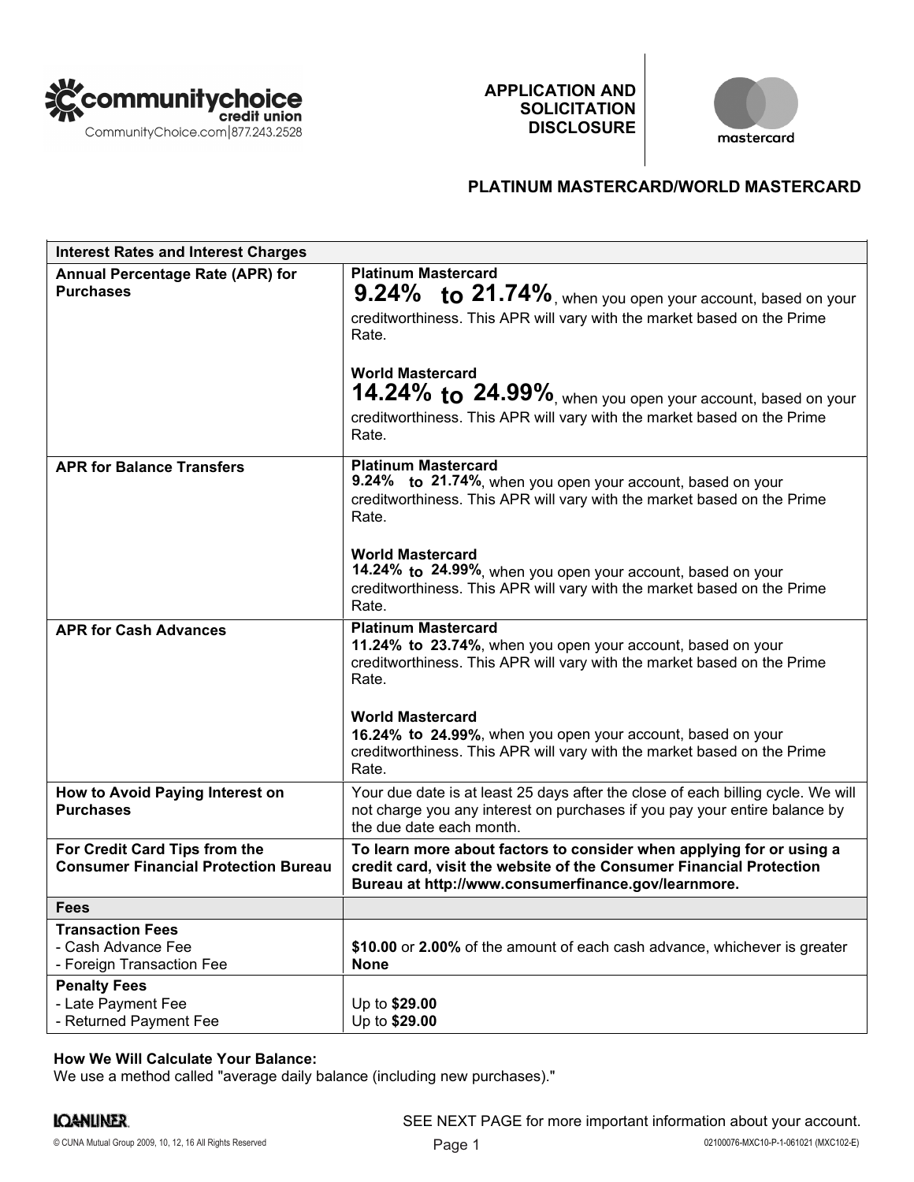communitychoice credit union
CommunityChoice.com|877.243.2528

# APPLICATION AND SOLICITATION DISCLOSURE

mastercard

## PLATINUM MASTERCARD/WORLD MASTERCARD

| Interest Rates and Interest Charges | |
|---|---|
| **Annual Percentage Rate (APR) for Purchases** | **Platinum Mastercard**<br>**9.24% to 21.74%**, when you open your account, based on your creditworthiness. This APR will vary with the market based on the Prime Rate.<br><br>**World Mastercard**<br>**14.24% to 24.99%**, when you open your account, based on your creditworthiness. This APR will vary with the market based on the Prime Rate. |
| **APR for Balance Transfers** | **Platinum Mastercard**<br>**9.24% to 21.74%**, when you open your account, based on your creditworthiness. This APR will vary with the market based on the Prime Rate.<br><br>**World Mastercard**<br>**14.24% to 24.99%**, when you open your account, based on your creditworthiness. This APR will vary with the market based on the Prime Rate. |
| **APR for Cash Advances** | **Platinum Mastercard**<br>**11.24% to 23.74%**, when you open your account, based on your creditworthiness. This APR will vary with the market based on the Prime Rate.<br><br>**World Mastercard**<br>**16.24% to 24.99%**, when you open your account, based on your creditworthiness. This APR will vary with the market based on the Prime Rate. |
| **How to Avoid Paying Interest on Purchases** | Your due date is at least 25 days after the close of each billing cycle. We will not charge you any interest on purchases if you pay your entire balance by the due date each month. |
| **For Credit Card Tips from the Consumer Financial Protection Bureau** | **To learn more about factors to consider when applying for or using a credit card, visit the website of the Consumer Financial Protection Bureau at http://www.consumerfinance.gov/learnmore.** |
| **Fees** | |
| **Transaction Fees**<br>- Cash Advance Fee<br>- Foreign Transaction Fee | <br>**$10.00** or **2.00%** of the amount of each cash advance, whichever is greater<br>**None** |
| **Penalty Fees**<br>- Late Payment Fee<br>- Returned Payment Fee | <br>Up to **$29.00**<br>Up to **$29.00** |

**How We Will Calculate Your Balance:**
We use a method called "average daily balance (including new purchases)."

LOANLINER.

SEE NEXT PAGE for more important information about your account.

© CUNA Mutual Group 2009, 10, 12, 16 All Rights Reserved

02100076-MXC10-P-1-061021 (MXC102-E)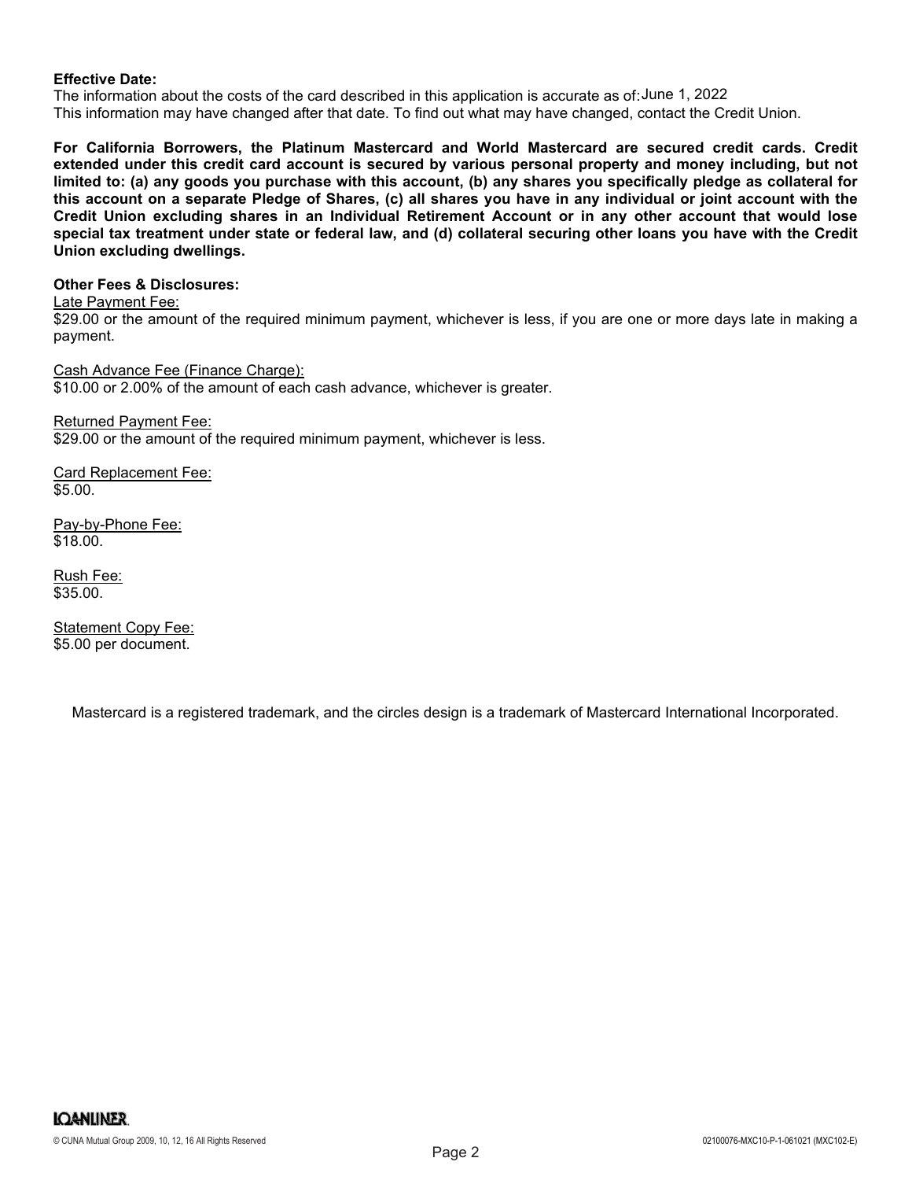**Effective Date:**

The information about the costs of the card described in this application is accurate as of: June 1, 2022
This information may have changed after that date. To find out what may have changed, contact the Credit Union.

**For California Borrowers, the Platinum Mastercard and World Mastercard are secured credit cards. Credit extended under this credit card account is secured by various personal property and money including, but not limited to: (a) any goods you purchase with this account, (b) any shares you specifically pledge as collateral for this account on a separate Pledge of Shares, (c) all shares you have in any individual or joint account with the Credit Union excluding shares in an Individual Retirement Account or in any other account that would lose special tax treatment under state or federal law, and (d) collateral securing other loans you have with the Credit Union excluding dwellings.**

**Other Fees & Disclosures:**

Late Payment Fee:
$29.00 or the amount of the required minimum payment, whichever is less, if you are one or more days late in making a payment.

Cash Advance Fee (Finance Charge):
$10.00 or 2.00% of the amount of each cash advance, whichever is greater.

Returned Payment Fee:
$29.00 or the amount of the required minimum payment, whichever is less.

Card Replacement Fee:
$5.00.

Pay-by-Phone Fee:
$18.00.

Rush Fee:
$35.00.

Statement Copy Fee:
$5.00 per document.

Mastercard is a registered trademark, and the circles design is a trademark of Mastercard International Incorporated.

LOANLINER.

© CUNA Mutual Group 2009, 10, 12, 16 All Rights Reserved

02100076-MXC10-P-1-061021 (MXC102-E)